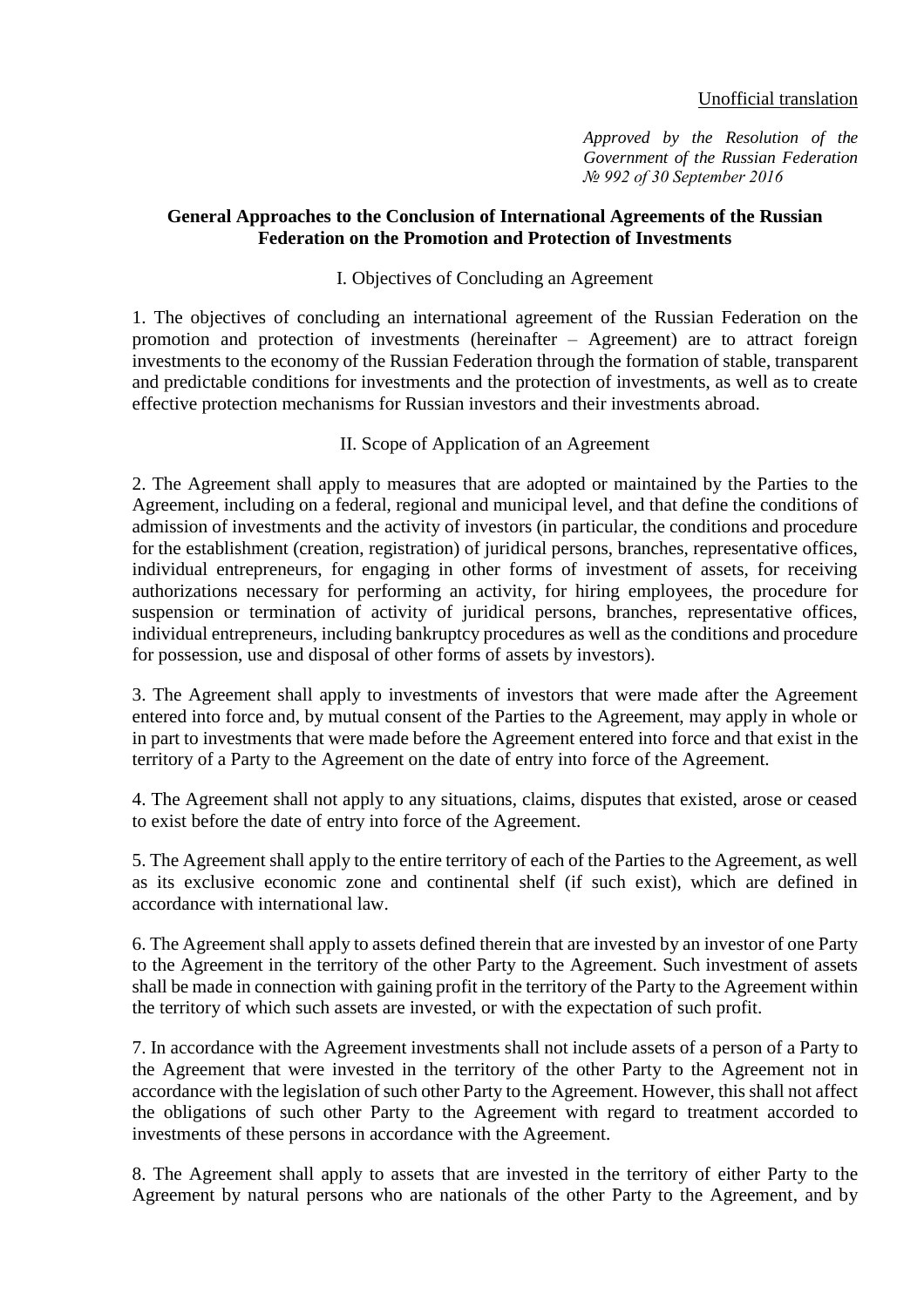<u>Unofficial translation</u>

*Approved by the Resolution of the Government of the Russian Federation № 992 of 30 September 2016*

# General Approaches to the Conclusion of International Agreements of the Russian Federation on the Promotion and Protection of Investments

## I. Objectives of Concluding an Agreement

1. The objectives of concluding an international agreement of the Russian Federation on the promotion and protection of investments (hereinafter – Agreement) are to attract foreign investments to the economy of the Russian Federation through the formation of stable, transparent and predictable conditions for investments and the protection of investments, as well as to create effective protection mechanisms for Russian investors and their investments abroad.

## II. Scope of Application of an Agreement

2. The Agreement shall apply to measures that are adopted or maintained by the Parties to the Agreement, including on a federal, regional and municipal level, and that define the conditions of admission of investments and the activity of investors (in particular, the conditions and procedure for the establishment (creation, registration) of juridical persons, branches, representative offices, individual entrepreneurs, for engaging in other forms of investment of assets, for receiving authorizations necessary for performing an activity, for hiring employees, the procedure for suspension or termination of activity of juridical persons, branches, representative offices, individual entrepreneurs, including bankruptcy procedures as well as the conditions and procedure for possession, use and disposal of other forms of assets by investors).

3. The Agreement shall apply to investments of investors that were made after the Agreement entered into force and, by mutual consent of the Parties to the Agreement, may apply in whole or in part to investments that were made before the Agreement entered into force and that exist in the territory of a Party to the Agreement on the date of entry into force of the Agreement.

4. The Agreement shall not apply to any situations, claims, disputes that existed, arose or ceased to exist before the date of entry into force of the Agreement.

5. The Agreement shall apply to the entire territory of each of the Parties to the Agreement, as well as its exclusive economic zone and continental shelf (if such exist), which are defined in accordance with international law.

6. The Agreement shall apply to assets defined therein that are invested by an investor of one Party to the Agreement in the territory of the other Party to the Agreement. Such investment of assets shall be made in connection with gaining profit in the territory of the Party to the Agreement within the territory of which such assets are invested, or with the expectation of such profit.

7. In accordance with the Agreement investments shall not include assets of a person of a Party to the Agreement that were invested in the territory of the other Party to the Agreement not in accordance with the legislation of such other Party to the Agreement. However, this shall not affect the obligations of such other Party to the Agreement with regard to treatment accorded to investments of these persons in accordance with the Agreement.

8. The Agreement shall apply to assets that are invested in the territory of either Party to the Agreement by natural persons who are nationals of the other Party to the Agreement, and by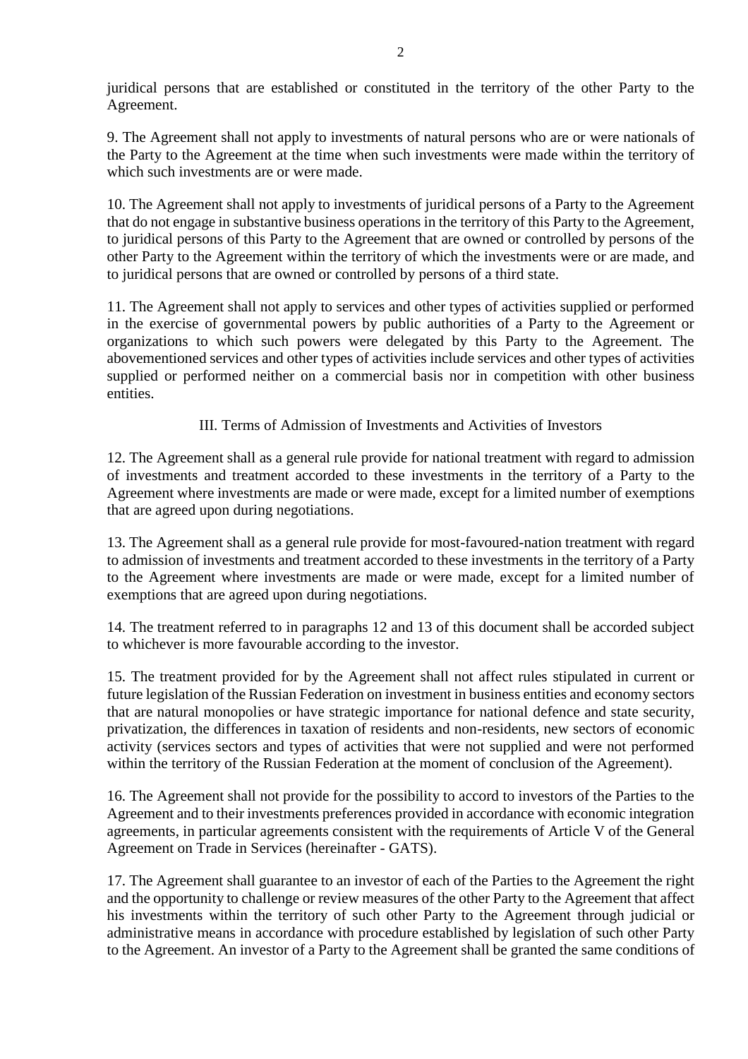juridical persons that are established or constituted in the territory of the other Party to the Agreement.

9. The Agreement shall not apply to investments of natural persons who are or were nationals of the Party to the Agreement at the time when such investments were made within the territory of which such investments are or were made.

10. The Agreement shall not apply to investments of juridical persons of a Party to the Agreement that do not engage in substantive business operations in the territory of this Party to the Agreement, to juridical persons of this Party to the Agreement that are owned or controlled by persons of the other Party to the Agreement within the territory of which the investments were or are made, and to juridical persons that are owned or controlled by persons of a third state.

11. The Agreement shall not apply to services and other types of activities supplied or performed in the exercise of governmental powers by public authorities of a Party to the Agreement or organizations to which such powers were delegated by this Party to the Agreement. The abovementioned services and other types of activities include services and other types of activities supplied or performed neither on a commercial basis nor in competition with other business entities.

## III. Terms of Admission of Investments and Activities of Investors

12. The Agreement shall as a general rule provide for national treatment with regard to admission of investments and treatment accorded to these investments in the territory of a Party to the Agreement where investments are made or were made, except for a limited number of exemptions that are agreed upon during negotiations.

13. The Agreement shall as a general rule provide for most-favoured-nation treatment with regard to admission of investments and treatment accorded to these investments in the territory of a Party to the Agreement where investments are made or were made, except for a limited number of exemptions that are agreed upon during negotiations.

14. The treatment referred to in paragraphs 12 and 13 of this document shall be accorded subject to whichever is more favourable according to the investor.

15. The treatment provided for by the Agreement shall not affect rules stipulated in current or future legislation of the Russian Federation on investment in business entities and economy sectors that are natural monopolies or have strategic importance for national defence and state security, privatization, the differences in taxation of residents and non-residents, new sectors of economic activity (services sectors and types of activities that were not supplied and were not performed within the territory of the Russian Federation at the moment of conclusion of the Agreement).

16. The Agreement shall not provide for the possibility to accord to investors of the Parties to the Agreement and to their investments preferences provided in accordance with economic integration agreements, in particular agreements consistent with the requirements of Article V of the General Agreement on Trade in Services (hereinafter - GATS).

17. The Agreement shall guarantee to an investor of each of the Parties to the Agreement the right and the opportunity to challenge or review measures of the other Party to the Agreement that affect his investments within the territory of such other Party to the Agreement through judicial or administrative means in accordance with procedure established by legislation of such other Party to the Agreement. An investor of a Party to the Agreement shall be granted the same conditions of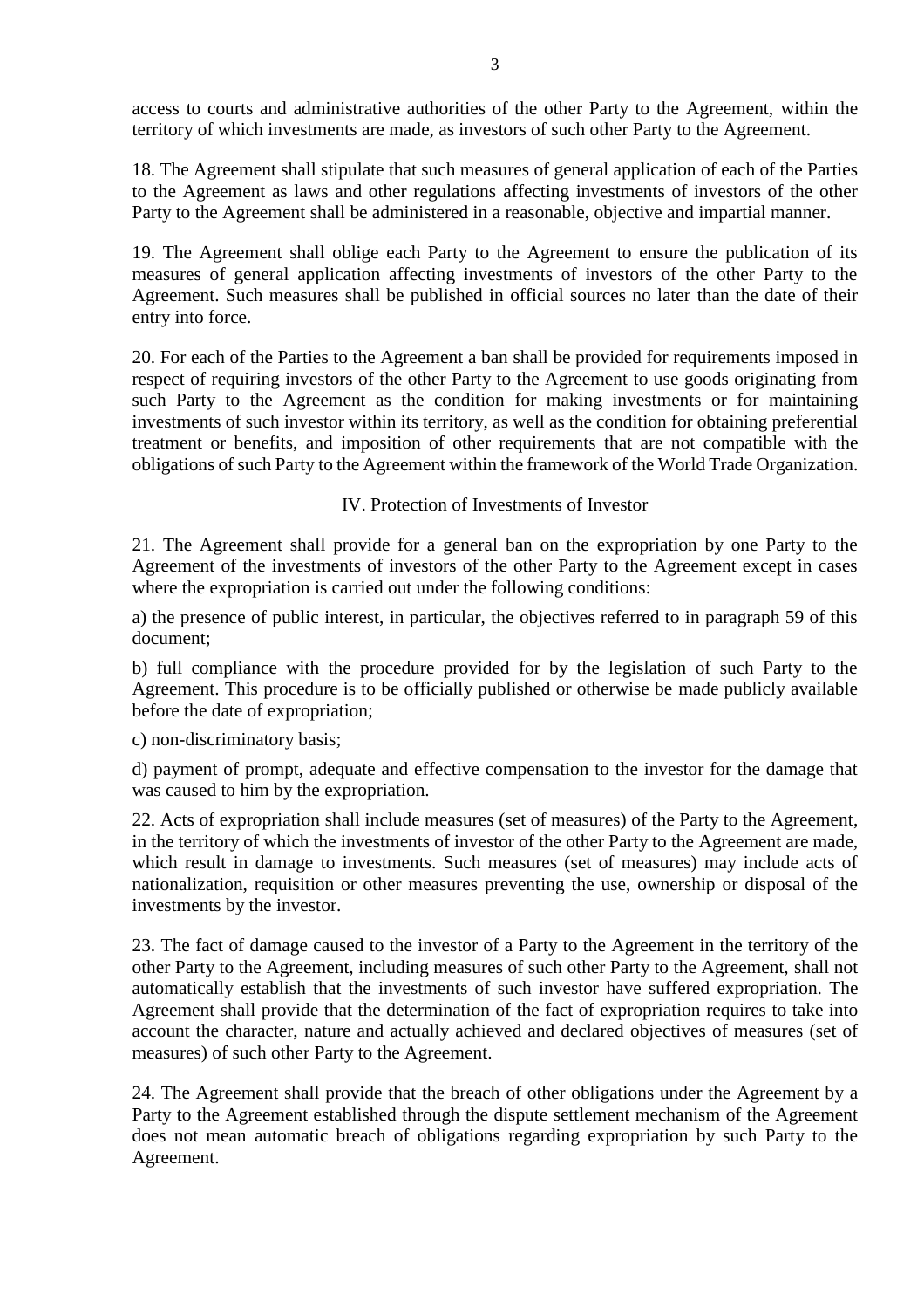access to courts and administrative authorities of the other Party to the Agreement, within the territory of which investments are made, as investors of such other Party to the Agreement.

18. The Agreement shall stipulate that such measures of general application of each of the Parties to the Agreement as laws and other regulations affecting investments of investors of the other Party to the Agreement shall be administered in a reasonable, objective and impartial manner.

19. The Agreement shall oblige each Party to the Agreement to ensure the publication of its measures of general application affecting investments of investors of the other Party to the Agreement. Such measures shall be published in official sources no later than the date of their entry into force.

20. For each of the Parties to the Agreement a ban shall be provided for requirements imposed in respect of requiring investors of the other Party to the Agreement to use goods originating from such Party to the Agreement as the condition for making investments or for maintaining investments of such investor within its territory, as well as the condition for obtaining preferential treatment or benefits, and imposition of other requirements that are not compatible with the obligations of such Party to the Agreement within the framework of the World Trade Organization.

## IV. Protection of Investments of Investor

21. The Agreement shall provide for a general ban on the expropriation by one Party to the Agreement of the investments of investors of the other Party to the Agreement except in cases where the expropriation is carried out under the following conditions:

a) the presence of public interest, in particular, the objectives referred to in paragraph 59 of this document;

b) full compliance with the procedure provided for by the legislation of such Party to the Agreement. This procedure is to be officially published or otherwise be made publicly available before the date of expropriation;

c) non-discriminatory basis;

d) payment of prompt, adequate and effective compensation to the investor for the damage that was caused to him by the expropriation.

22. Acts of expropriation shall include measures (set of measures) of the Party to the Agreement, in the territory of which the investments of investor of the other Party to the Agreement are made, which result in damage to investments. Such measures (set of measures) may include acts of nationalization, requisition or other measures preventing the use, ownership or disposal of the investments by the investor.

23. The fact of damage caused to the investor of a Party to the Agreement in the territory of the other Party to the Agreement, including measures of such other Party to the Agreement, shall not automatically establish that the investments of such investor have suffered expropriation. The Agreement shall provide that the determination of the fact of expropriation requires to take into account the character, nature and actually achieved and declared objectives of measures (set of measures) of such other Party to the Agreement.

24. The Agreement shall provide that the breach of other obligations under the Agreement by a Party to the Agreement established through the dispute settlement mechanism of the Agreement does not mean automatic breach of obligations regarding expropriation by such Party to the Agreement.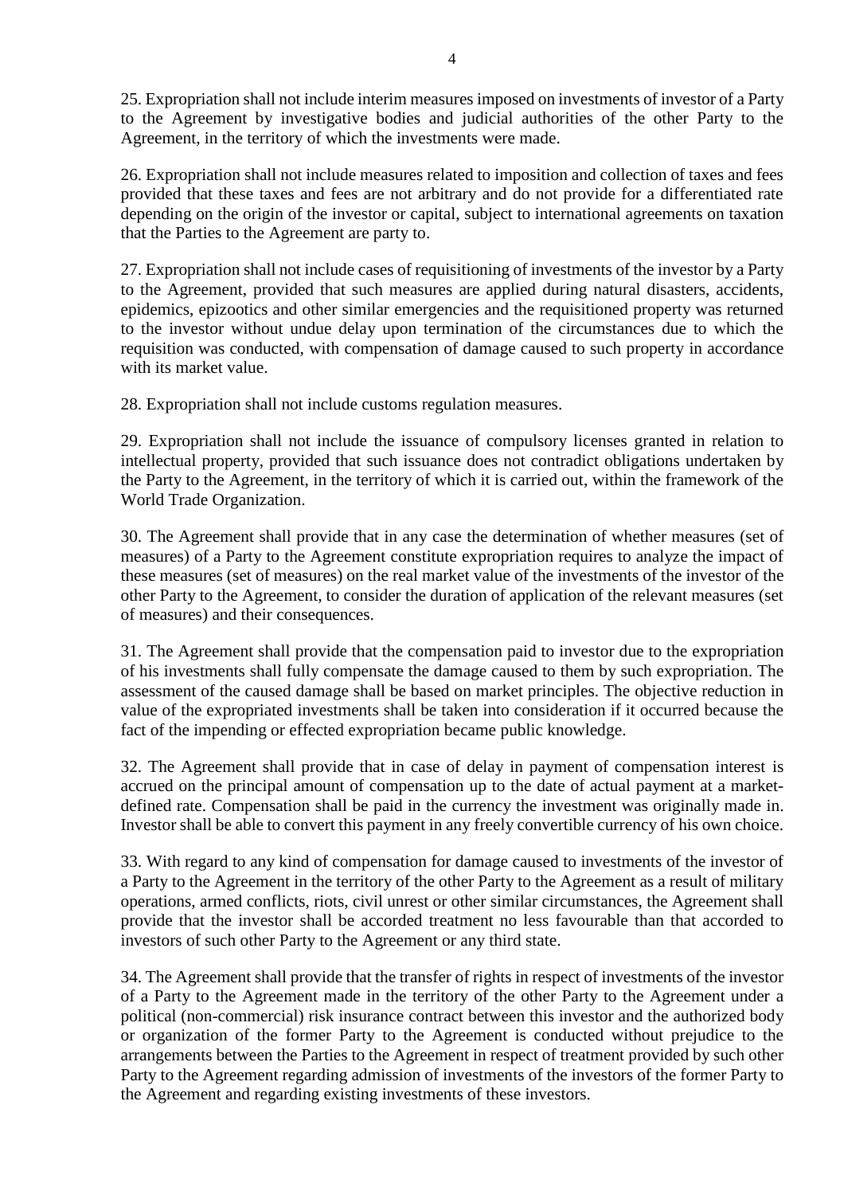25. Expropriation shall not include interim measures imposed on investments of investor of a Party to the Agreement by investigative bodies and judicial authorities of the other Party to the Agreement, in the territory of which the investments were made.

26. Expropriation shall not include measures related to imposition and collection of taxes and fees provided that these taxes and fees are not arbitrary and do not provide for a differentiated rate depending on the origin of the investor or capital, subject to international agreements on taxation that the Parties to the Agreement are party to.

27. Expropriation shall not include cases of requisitioning of investments of the investor by a Party to the Agreement, provided that such measures are applied during natural disasters, accidents, epidemics, epizootics and other similar emergencies and the requisitioned property was returned to the investor without undue delay upon termination of the circumstances due to which the requisition was conducted, with compensation of damage caused to such property in accordance with its market value.

28. Expropriation shall not include customs regulation measures.

29. Expropriation shall not include the issuance of compulsory licenses granted in relation to intellectual property, provided that such issuance does not contradict obligations undertaken by the Party to the Agreement, in the territory of which it is carried out, within the framework of the World Trade Organization.

30. The Agreement shall provide that in any case the determination of whether measures (set of measures) of a Party to the Agreement constitute expropriation requires to analyze the impact of these measures (set of measures) on the real market value of the investments of the investor of the other Party to the Agreement, to consider the duration of application of the relevant measures (set of measures) and their consequences.

31. The Agreement shall provide that the compensation paid to investor due to the expropriation of his investments shall fully compensate the damage caused to them by such expropriation. The assessment of the caused damage shall be based on market principles. The objective reduction in value of the expropriated investments shall be taken into consideration if it occurred because the fact of the impending or effected expropriation became public knowledge.

32. The Agreement shall provide that in case of delay in payment of compensation interest is accrued on the principal amount of compensation up to the date of actual payment at a market-defined rate. Compensation shall be paid in the currency the investment was originally made in. Investor shall be able to convert this payment in any freely convertible currency of his own choice.

33. With regard to any kind of compensation for damage caused to investments of the investor of a Party to the Agreement in the territory of the other Party to the Agreement as a result of military operations, armed conflicts, riots, civil unrest or other similar circumstances, the Agreement shall provide that the investor shall be accorded treatment no less favourable than that accorded to investors of such other Party to the Agreement or any third state.

34. The Agreement shall provide that the transfer of rights in respect of investments of the investor of a Party to the Agreement made in the territory of the other Party to the Agreement under a political (non-commercial) risk insurance contract between this investor and the authorized body or organization of the former Party to the Agreement is conducted without prejudice to the arrangements between the Parties to the Agreement in respect of treatment provided by such other Party to the Agreement regarding admission of investments of the investors of the former Party to the Agreement and regarding existing investments of these investors.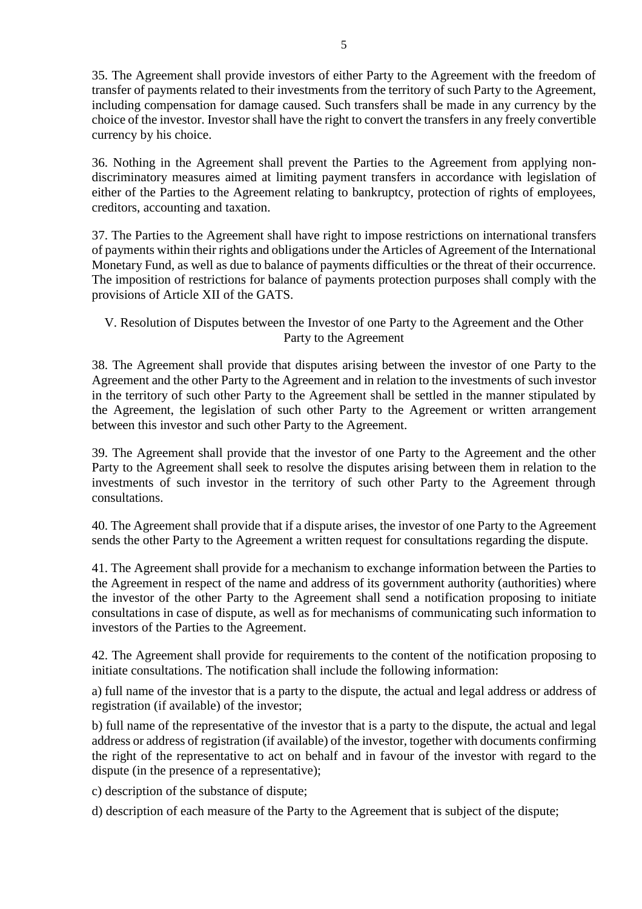35. The Agreement shall provide investors of either Party to the Agreement with the freedom of transfer of payments related to their investments from the territory of such Party to the Agreement, including compensation for damage caused. Such transfers shall be made in any currency by the choice of the investor. Investor shall have the right to convert the transfers in any freely convertible currency by his choice.

36. Nothing in the Agreement shall prevent the Parties to the Agreement from applying non-discriminatory measures aimed at limiting payment transfers in accordance with legislation of either of the Parties to the Agreement relating to bankruptcy, protection of rights of employees, creditors, accounting and taxation.

37. The Parties to the Agreement shall have right to impose restrictions on international transfers of payments within their rights and obligations under the Articles of Agreement of the International Monetary Fund, as well as due to balance of payments difficulties or the threat of their occurrence. The imposition of restrictions for balance of payments protection purposes shall comply with the provisions of Article XII of the GATS.

## V. Resolution of Disputes between the Investor of one Party to the Agreement and the Other Party to the Agreement

38. The Agreement shall provide that disputes arising between the investor of one Party to the Agreement and the other Party to the Agreement and in relation to the investments of such investor in the territory of such other Party to the Agreement shall be settled in the manner stipulated by the Agreement, the legislation of such other Party to the Agreement or written arrangement between this investor and such other Party to the Agreement.

39. The Agreement shall provide that the investor of one Party to the Agreement and the other Party to the Agreement shall seek to resolve the disputes arising between them in relation to the investments of such investor in the territory of such other Party to the Agreement through consultations.

40. The Agreement shall provide that if a dispute arises, the investor of one Party to the Agreement sends the other Party to the Agreement a written request for consultations regarding the dispute.

41. The Agreement shall provide for a mechanism to exchange information between the Parties to the Agreement in respect of the name and address of its government authority (authorities) where the investor of the other Party to the Agreement shall send a notification proposing to initiate consultations in case of dispute, as well as for mechanisms of communicating such information to investors of the Parties to the Agreement.

42. The Agreement shall provide for requirements to the content of the notification proposing to initiate consultations. The notification shall include the following information:

a) full name of the investor that is a party to the dispute, the actual and legal address or address of registration (if available) of the investor;

b) full name of the representative of the investor that is a party to the dispute, the actual and legal address or address of registration (if available) of the investor, together with documents confirming the right of the representative to act on behalf and in favour of the investor with regard to the dispute (in the presence of a representative);

c) description of the substance of dispute;

d) description of each measure of the Party to the Agreement that is subject of the dispute;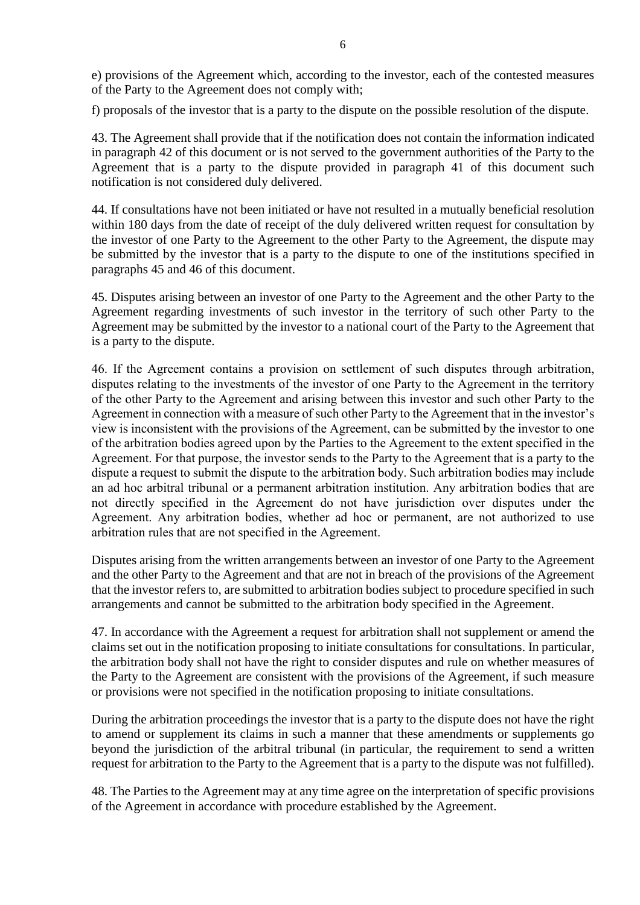e) provisions of the Agreement which, according to the investor, each of the contested measures of the Party to the Agreement does not comply with;

f) proposals of the investor that is a party to the dispute on the possible resolution of the dispute.

43. The Agreement shall provide that if the notification does not contain the information indicated in paragraph 42 of this document or is not served to the government authorities of the Party to the Agreement that is a party to the dispute provided in paragraph 41 of this document such notification is not considered duly delivered.

44. If consultations have not been initiated or have not resulted in a mutually beneficial resolution within 180 days from the date of receipt of the duly delivered written request for consultation by the investor of one Party to the Agreement to the other Party to the Agreement, the dispute may be submitted by the investor that is a party to the dispute to one of the institutions specified in paragraphs 45 and 46 of this document.

45. Disputes arising between an investor of one Party to the Agreement and the other Party to the Agreement regarding investments of such investor in the territory of such other Party to the Agreement may be submitted by the investor to a national court of the Party to the Agreement that is a party to the dispute.

46. If the Agreement contains a provision on settlement of such disputes through arbitration, disputes relating to the investments of the investor of one Party to the Agreement in the territory of the other Party to the Agreement and arising between this investor and such other Party to the Agreement in connection with a measure of such other Party to the Agreement that in the investor's view is inconsistent with the provisions of the Agreement, can be submitted by the investor to one of the arbitration bodies agreed upon by the Parties to the Agreement to the extent specified in the Agreement. For that purpose, the investor sends to the Party to the Agreement that is a party to the dispute a request to submit the dispute to the arbitration body. Such arbitration bodies may include an ad hoc arbitral tribunal or a permanent arbitration institution. Any arbitration bodies that are not directly specified in the Agreement do not have jurisdiction over disputes under the Agreement. Any arbitration bodies, whether ad hoc or permanent, are not authorized to use arbitration rules that are not specified in the Agreement.

Disputes arising from the written arrangements between an investor of one Party to the Agreement and the other Party to the Agreement and that are not in breach of the provisions of the Agreement that the investor refers to, are submitted to arbitration bodies subject to procedure specified in such arrangements and cannot be submitted to the arbitration body specified in the Agreement.

47. In accordance with the Agreement a request for arbitration shall not supplement or amend the claims set out in the notification proposing to initiate consultations for consultations. In particular, the arbitration body shall not have the right to consider disputes and rule on whether measures of the Party to the Agreement are consistent with the provisions of the Agreement, if such measure or provisions were not specified in the notification proposing to initiate consultations.

During the arbitration proceedings the investor that is a party to the dispute does not have the right to amend or supplement its claims in such a manner that these amendments or supplements go beyond the jurisdiction of the arbitral tribunal (in particular, the requirement to send a written request for arbitration to the Party to the Agreement that is a party to the dispute was not fulfilled).

48. The Parties to the Agreement may at any time agree on the interpretation of specific provisions of the Agreement in accordance with procedure established by the Agreement.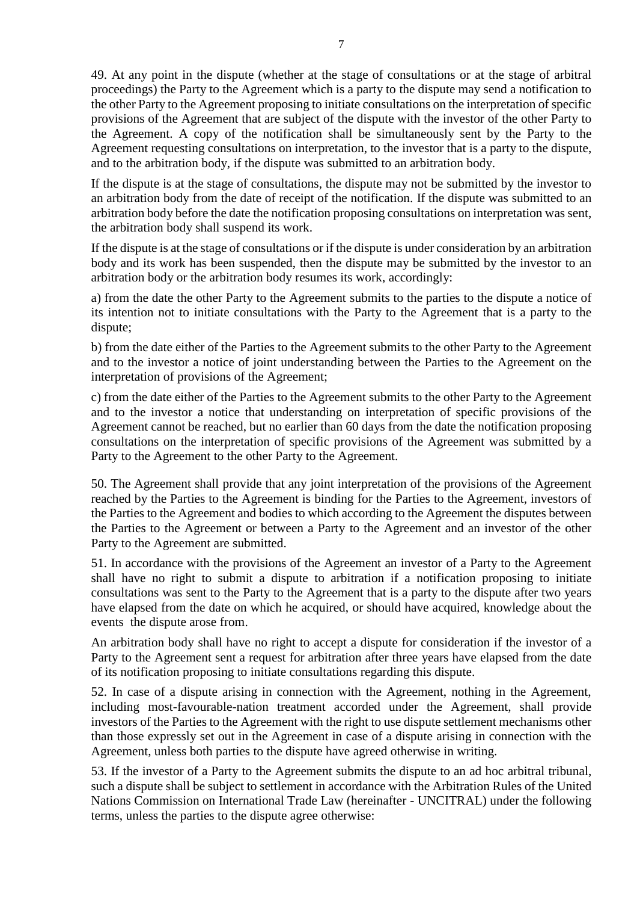49. At any point in the dispute (whether at the stage of consultations or at the stage of arbitral proceedings) the Party to the Agreement which is a party to the dispute may send a notification to the other Party to the Agreement proposing to initiate consultations on the interpretation of specific provisions of the Agreement that are subject of the dispute with the investor of the other Party to the Agreement. A copy of the notification shall be simultaneously sent by the Party to the Agreement requesting consultations on interpretation, to the investor that is a party to the dispute, and to the arbitration body, if the dispute was submitted to an arbitration body.

If the dispute is at the stage of consultations, the dispute may not be submitted by the investor to an arbitration body from the date of receipt of the notification. If the dispute was submitted to an arbitration body before the date the notification proposing consultations on interpretation was sent, the arbitration body shall suspend its work.

If the dispute is at the stage of consultations or if the dispute is under consideration by an arbitration body and its work has been suspended, then the dispute may be submitted by the investor to an arbitration body or the arbitration body resumes its work, accordingly:

a) from the date the other Party to the Agreement submits to the parties to the dispute a notice of its intention not to initiate consultations with the Party to the Agreement that is a party to the dispute;

b) from the date either of the Parties to the Agreement submits to the other Party to the Agreement and to the investor a notice of joint understanding between the Parties to the Agreement on the interpretation of provisions of the Agreement;

c) from the date either of the Parties to the Agreement submits to the other Party to the Agreement and to the investor a notice that understanding on interpretation of specific provisions of the Agreement cannot be reached, but no earlier than 60 days from the date the notification proposing consultations on the interpretation of specific provisions of the Agreement was submitted by a Party to the Agreement to the other Party to the Agreement.

50. The Agreement shall provide that any joint interpretation of the provisions of the Agreement reached by the Parties to the Agreement is binding for the Parties to the Agreement, investors of the Parties to the Agreement and bodies to which according to the Agreement the disputes between the Parties to the Agreement or between a Party to the Agreement and an investor of the other Party to the Agreement are submitted.

51. In accordance with the provisions of the Agreement an investor of a Party to the Agreement shall have no right to submit a dispute to arbitration if a notification proposing to initiate consultations was sent to the Party to the Agreement that is a party to the dispute after two years have elapsed from the date on which he acquired, or should have acquired, knowledge about the events the dispute arose from.

An arbitration body shall have no right to accept a dispute for consideration if the investor of a Party to the Agreement sent a request for arbitration after three years have elapsed from the date of its notification proposing to initiate consultations regarding this dispute.

52. In case of a dispute arising in connection with the Agreement, nothing in the Agreement, including most-favourable-nation treatment accorded under the Agreement, shall provide investors of the Parties to the Agreement with the right to use dispute settlement mechanisms other than those expressly set out in the Agreement in case of a dispute arising in connection with the Agreement, unless both parties to the dispute have agreed otherwise in writing.

53. If the investor of a Party to the Agreement submits the dispute to an ad hoc arbitral tribunal, such a dispute shall be subject to settlement in accordance with the Arbitration Rules of the United Nations Commission on International Trade Law (hereinafter - UNCITRAL) under the following terms, unless the parties to the dispute agree otherwise: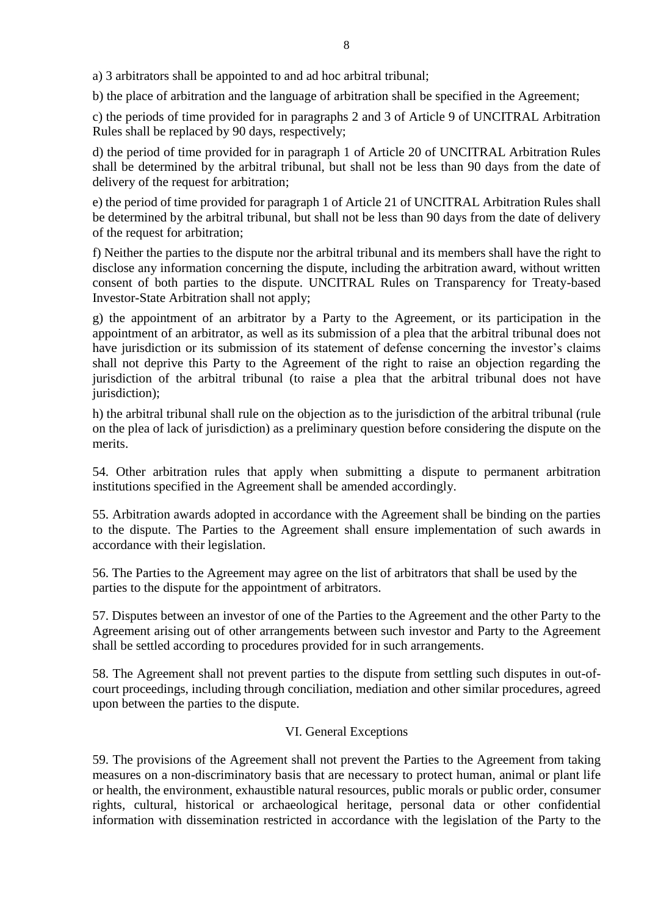a) 3 arbitrators shall be appointed to and ad hoc arbitral tribunal;

b) the place of arbitration and the language of arbitration shall be specified in the Agreement;

c) the periods of time provided for in paragraphs 2 and 3 of Article 9 of UNCITRAL Arbitration Rules shall be replaced by 90 days, respectively;

d) the period of time provided for in paragraph 1 of Article 20 of UNCITRAL Arbitration Rules shall be determined by the arbitral tribunal, but shall not be less than 90 days from the date of delivery of the request for arbitration;

e) the period of time provided for paragraph 1 of Article 21 of UNCITRAL Arbitration Rules shall be determined by the arbitral tribunal, but shall not be less than 90 days from the date of delivery of the request for arbitration;

f) Neither the parties to the dispute nor the arbitral tribunal and its members shall have the right to disclose any information concerning the dispute, including the arbitration award, without written consent of both parties to the dispute. UNCITRAL Rules on Transparency for Treaty-based Investor-State Arbitration shall not apply;

g) the appointment of an arbitrator by a Party to the Agreement, or its participation in the appointment of an arbitrator, as well as its submission of a plea that the arbitral tribunal does not have jurisdiction or its submission of its statement of defense concerning the investor's claims shall not deprive this Party to the Agreement of the right to raise an objection regarding the jurisdiction of the arbitral tribunal (to raise a plea that the arbitral tribunal does not have jurisdiction);

h) the arbitral tribunal shall rule on the objection as to the jurisdiction of the arbitral tribunal (rule on the plea of lack of jurisdiction) as a preliminary question before considering the dispute on the merits.

54. Other arbitration rules that apply when submitting a dispute to permanent arbitration institutions specified in the Agreement shall be amended accordingly.

55. Arbitration awards adopted in accordance with the Agreement shall be binding on the parties to the dispute. The Parties to the Agreement shall ensure implementation of such awards in accordance with their legislation.

56. The Parties to the Agreement may agree on the list of arbitrators that shall be used by the parties to the dispute for the appointment of arbitrators.

57. Disputes between an investor of one of the Parties to the Agreement and the other Party to the Agreement arising out of other arrangements between such investor and Party to the Agreement shall be settled according to procedures provided for in such arrangements.

58. The Agreement shall not prevent parties to the dispute from settling such disputes in out-of-court proceedings, including through conciliation, mediation and other similar procedures, agreed upon between the parties to the dispute.

## VI. General Exceptions

59. The provisions of the Agreement shall not prevent the Parties to the Agreement from taking measures on a non-discriminatory basis that are necessary to protect human, animal or plant life or health, the environment, exhaustible natural resources, public morals or public order, consumer rights, cultural, historical or archaeological heritage, personal data or other confidential information with dissemination restricted in accordance with the legislation of the Party to the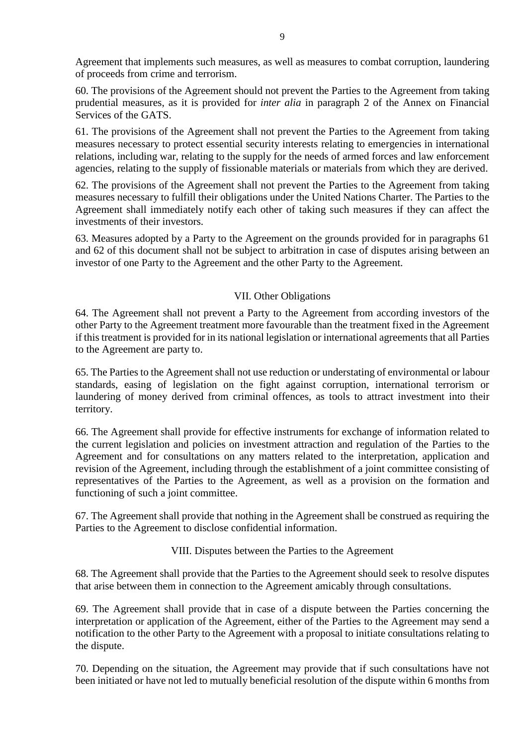Agreement that implements such measures, as well as measures to combat corruption, laundering of proceeds from crime and terrorism.

60. The provisions of the Agreement should not prevent the Parties to the Agreement from taking prudential measures, as it is provided for *inter alia* in paragraph 2 of the Annex on Financial Services of the GATS.

61. The provisions of the Agreement shall not prevent the Parties to the Agreement from taking measures necessary to protect essential security interests relating to emergencies in international relations, including war, relating to the supply for the needs of armed forces and law enforcement agencies, relating to the supply of fissionable materials or materials from which they are derived.

62. The provisions of the Agreement shall not prevent the Parties to the Agreement from taking measures necessary to fulfill their obligations under the United Nations Charter. The Parties to the Agreement shall immediately notify each other of taking such measures if they can affect the investments of their investors.

63. Measures adopted by a Party to the Agreement on the grounds provided for in paragraphs 61 and 62 of this document shall not be subject to arbitration in case of disputes arising between an investor of one Party to the Agreement and the other Party to the Agreement.

## VII. Other Obligations

64. The Agreement shall not prevent a Party to the Agreement from according investors of the other Party to the Agreement treatment more favourable than the treatment fixed in the Agreement if this treatment is provided for in its national legislation or international agreements that all Parties to the Agreement are party to.

65. The Parties to the Agreement shall not use reduction or understating of environmental or labour standards, easing of legislation on the fight against corruption, international terrorism or laundering of money derived from criminal offences, as tools to attract investment into their territory.

66. The Agreement shall provide for effective instruments for exchange of information related to the current legislation and policies on investment attraction and regulation of the Parties to the Agreement and for consultations on any matters related to the interpretation, application and revision of the Agreement, including through the establishment of a joint committee consisting of representatives of the Parties to the Agreement, as well as a provision on the formation and functioning of such a joint committee.

67. The Agreement shall provide that nothing in the Agreement shall be construed as requiring the Parties to the Agreement to disclose confidential information.

## VIII. Disputes between the Parties to the Agreement

68. The Agreement shall provide that the Parties to the Agreement should seek to resolve disputes that arise between them in connection to the Agreement amicably through consultations.

69. The Agreement shall provide that in case of a dispute between the Parties concerning the interpretation or application of the Agreement, either of the Parties to the Agreement may send a notification to the other Party to the Agreement with a proposal to initiate consultations relating to the dispute.

70. Depending on the situation, the Agreement may provide that if such consultations have not been initiated or have not led to mutually beneficial resolution of the dispute within 6 months from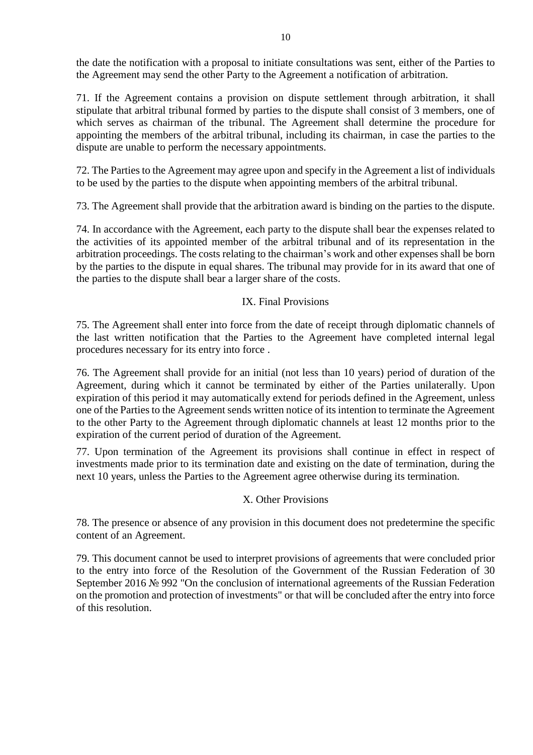the date the notification with a proposal to initiate consultations was sent, either of the Parties to the Agreement may send the other Party to the Agreement a notification of arbitration.

71. If the Agreement contains a provision on dispute settlement through arbitration, it shall stipulate that arbitral tribunal formed by parties to the dispute shall consist of 3 members, one of which serves as chairman of the tribunal. The Agreement shall determine the procedure for appointing the members of the arbitral tribunal, including its chairman, in case the parties to the dispute are unable to perform the necessary appointments.

72. The Parties to the Agreement may agree upon and specify in the Agreement a list of individuals to be used by the parties to the dispute when appointing members of the arbitral tribunal.

73. The Agreement shall provide that the arbitration award is binding on the parties to the dispute.

74. In accordance with the Agreement, each party to the dispute shall bear the expenses related to the activities of its appointed member of the arbitral tribunal and of its representation in the arbitration proceedings. The costs relating to the chairman's work and other expenses shall be born by the parties to the dispute in equal shares. The tribunal may provide for in its award that one of the parties to the dispute shall bear a larger share of the costs.

## IX. Final Provisions

75. The Agreement shall enter into force from the date of receipt through diplomatic channels of the last written notification that the Parties to the Agreement have completed internal legal procedures necessary for its entry into force .

76. The Agreement shall provide for an initial (not less than 10 years) period of duration of the Agreement, during which it cannot be terminated by either of the Parties unilaterally. Upon expiration of this period it may automatically extend for periods defined in the Agreement, unless one of the Parties to the Agreement sends written notice of its intention to terminate the Agreement to the other Party to the Agreement through diplomatic channels at least 12 months prior to the expiration of the current period of duration of the Agreement.

77. Upon termination of the Agreement its provisions shall continue in effect in respect of investments made prior to its termination date and existing on the date of termination, during the next 10 years, unless the Parties to the Agreement agree otherwise during its termination.

## X. Other Provisions

78. The presence or absence of any provision in this document does not predetermine the specific content of an Agreement.

79. This document cannot be used to interpret provisions of agreements that were concluded prior to the entry into force of the Resolution of the Government of the Russian Federation of 30 September 2016 № 992 "On the conclusion of international agreements of the Russian Federation on the promotion and protection of investments" or that will be concluded after the entry into force of this resolution.